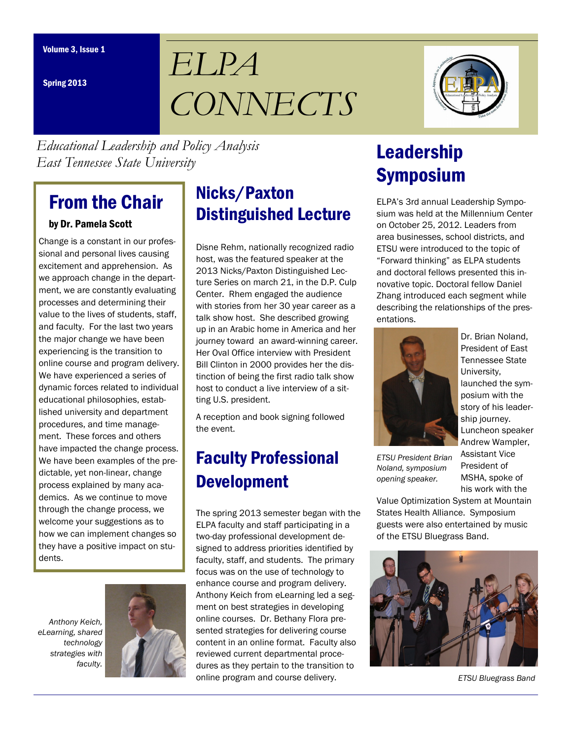Volume 3, Issue 1

Spring 2013

# ELPA CONNECTS

*Educational Leadership and Policy Analysis*
*East Tennessee State University*

## From the Chair

**by Dr. Pamela Scott**

Change is a constant in our professional and personal lives causing excitement and apprehension. As we approach change in the department, we are constantly evaluating processes and determining their value to the lives of students, staff, and faculty. For the last two years the major change we have been experiencing is the transition to online course and program delivery. We have experienced a series of dynamic forces related to individual educational philosophies, established university and department procedures, and time management. These forces and others have impacted the change process. We have been examples of the predictable, yet non-linear, change process explained by many academics. As we continue to move through the change process, we welcome your suggestions as to how we can implement changes so they have a positive impact on students.

*Anthony Keich, eLearning, shared technology strategies with faculty.*

## Nicks/Paxton Distinguished Lecture

Disne Rehm, nationally recognized radio host, was the featured speaker at the 2013 Nicks/Paxton Distinguished Lecture Series on march 21, in the D.P. Culp Center. Rhem engaged the audience with stories from her 30 year career as a talk show host. She described growing up in an Arabic home in America and her journey toward an award-winning career. Her Oval Office interview with President Bill Clinton in 2000 provides her the distinction of being the first radio talk show host to conduct a live interview of a sitting U.S. president.

A reception and book signing followed the event.

## Faculty Professional Development

The spring 2013 semester began with the ELPA faculty and staff participating in a two-day professional development designed to address priorities identified by faculty, staff, and students. The primary focus was on the use of technology to enhance course and program delivery. Anthony Keich from eLearning led a segment on best strategies in developing online courses. Dr. Bethany Flora presented strategies for delivering course content in an online format. Faculty also reviewed current departmental procedures as they pertain to the transition to online program and course delivery.

## Leadership Symposium

ELPA's 3rd annual Leadership Symposium was held at the Millennium Center on October 25, 2012. Leaders from area businesses, school districts, and ETSU were introduced to the topic of "Forward thinking" as ELPA students and doctoral fellows presented this innovative topic. Doctoral fellow Daniel Zhang introduced each segment while describing the relationships of the presentations.

*ETSU President Brian Noland, symposium opening speaker.*

Dr. Brian Noland, President of East Tennessee State University, launched the symposium with the story of his leadership journey. Luncheon speaker Andrew Wampler, Assistant Vice President of MSHA, spoke of his work with the Value Optimization System at Mountain States Health Alliance. Symposium guests were also entertained by music of the ETSU Bluegrass Band.

*ETSU Bluegrass Band*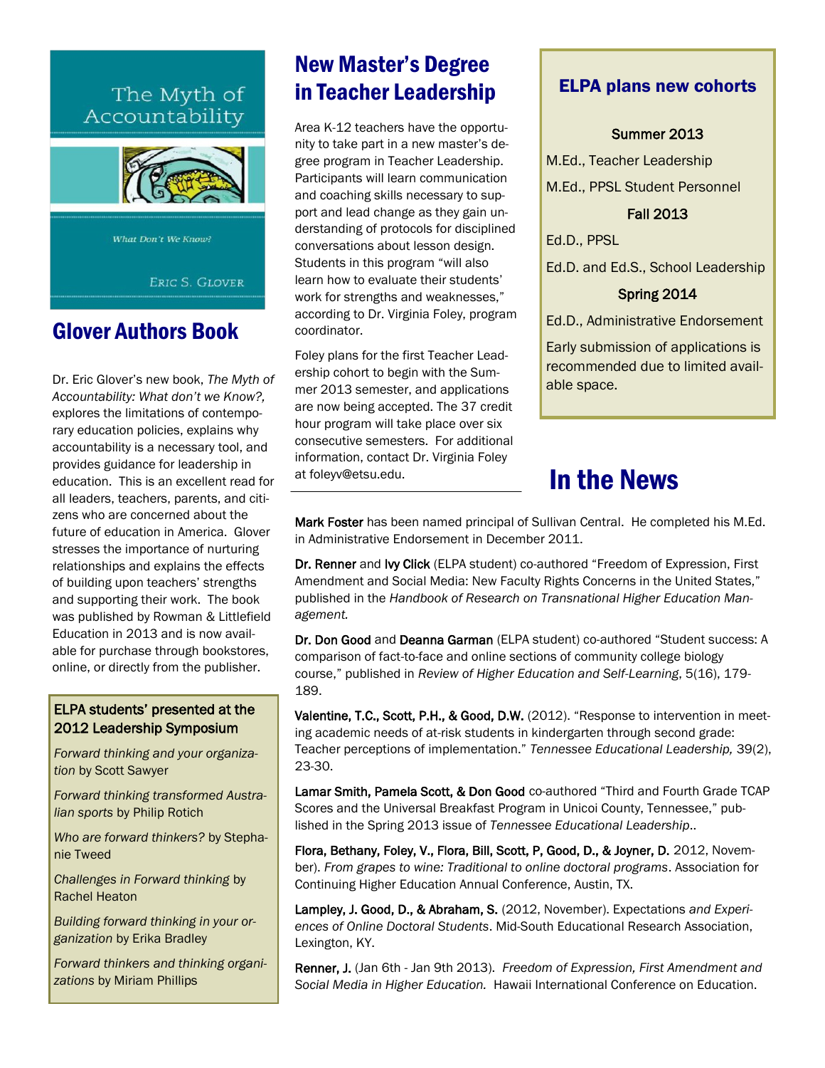## Glover Authors Book

Dr. Eric Glover's new book, *The Myth of Accountability: What don't we Know?,* explores the limitations of contemporary education policies, explains why accountability is a necessary tool, and provides guidance for leadership in education. This is an excellent read for all leaders, teachers, parents, and citizens who are concerned about the future of education in America. Glover stresses the importance of nurturing relationships and explains the effects of building upon teachers' strengths and supporting their work. The book was published by Rowman & Littlefield Education in 2013 and is now available for purchase through bookstores, online, or directly from the publisher.

### ELPA students' presented at the 2012 Leadership Symposium

*Forward thinking and your organization* by Scott Sawyer

*Forward thinking transformed Australian sports* by Philip Rotich

*Who are forward thinkers?* by Stephanie Tweed

*Challenges in Forward thinking* by Rachel Heaton

*Building forward thinking in your organization* by Erika Bradley

*Forward thinkers and thinking organizations* by Miriam Phillips

## New Master's Degree in Teacher Leadership

Area K-12 teachers have the opportunity to take part in a new master's degree program in Teacher Leadership. Participants will learn communication and coaching skills necessary to support and lead change as they gain understanding of protocols for disciplined conversations about lesson design. Students in this program "will also learn how to evaluate their students' work for strengths and weaknesses," according to Dr. Virginia Foley, program coordinator.

Foley plans for the first Teacher Leadership cohort to begin with the Summer 2013 semester, and applications are now being accepted. The 37 credit hour program will take place over six consecutive semesters. For additional information, contact Dr. Virginia Foley at foleyv@etsu.edu.

### ELPA plans new cohorts

**Summer 2013**

M.Ed., Teacher Leadership

M.Ed., PPSL Student Personnel

**Fall 2013**

Ed.D., PPSL

Ed.D. and Ed.S., School Leadership

**Spring 2014**

Ed.D., Administrative Endorsement

Early submission of applications is recommended due to limited available space.

## In the News

**Mark Foster** has been named principal of Sullivan Central. He completed his M.Ed. in Administrative Endorsement in December 2011.

**Dr. Renner** and **Ivy Click** (ELPA student) co-authored "Freedom of Expression, First Amendment and Social Media: New Faculty Rights Concerns in the United States," published in the *Handbook of Research on Transnational Higher Education Management.*

**Dr. Don Good** and **Deanna Garman** (ELPA student) co-authored "Student success: A comparison of fact-to-face and online sections of community college biology course," published in *Review of Higher Education and Self-Learning*, 5(16), 179-189.

**Valentine, T.C., Scott, P.H., & Good, D.W.** (2012). "Response to intervention in meeting academic needs of at-risk students in kindergarten through second grade: Teacher perceptions of implementation." *Tennessee Educational Leadership,* 39(2), 23-30.

**Lamar Smith, Pamela Scott, & Don Good** co-authored "Third and Fourth Grade TCAP Scores and the Universal Breakfast Program in Unicoi County, Tennessee," published in the Spring 2013 issue of *Tennessee Educational Leadership*..

**Flora, Bethany, Foley, V., Flora, Bill, Scott, P, Good, D., & Joyner, D.** 2012, November). *From grapes to wine: Traditional to online doctoral programs*. Association for Continuing Higher Education Annual Conference, Austin, TX.

**Lampley, J. Good, D., & Abraham, S.** (2012, November). Expectations *and Experiences of Online Doctoral Students*. Mid-South Educational Research Association, Lexington, KY.

**Renner, J.** (Jan 6th - Jan 9th 2013). *Freedom of Expression, First Amendment and Social Media in Higher Education.* Hawaii International Conference on Education.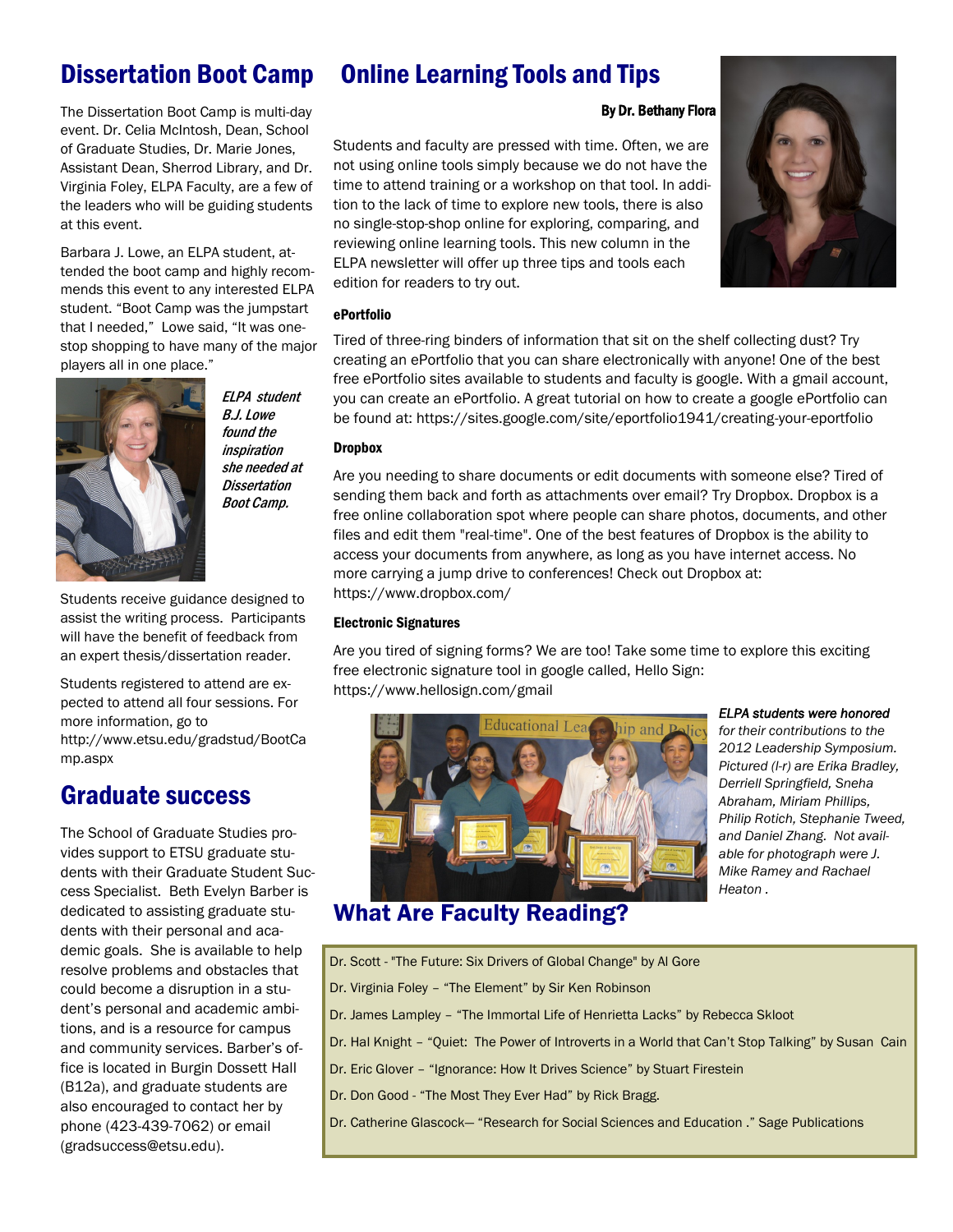## Dissertation Boot Camp

The Dissertation Boot Camp is multi-day event. Dr. Celia McIntosh, Dean, School of Graduate Studies, Dr. Marie Jones, Assistant Dean, Sherrod Library, and Dr. Virginia Foley, ELPA Faculty, are a few of the leaders who will be guiding students at this event.

Barbara J. Lowe, an ELPA student, attended the boot camp and highly recommends this event to any interested ELPA student. "Boot Camp was the jumpstart that I needed," Lowe said, "It was one-stop shopping to have many of the major players all in one place."

*ELPA student B.J. Lowe found the inspiration she needed at Dissertation Boot Camp.*

Students receive guidance designed to assist the writing process. Participants will have the benefit of feedback from an expert thesis/dissertation reader.

Students registered to attend are expected to attend all four sessions. For more information, go to http://www.etsu.edu/gradstud/BootCamp.aspx

## Graduate success

The School of Graduate Studies provides support to ETSU graduate students with their Graduate Student Success Specialist. Beth Evelyn Barber is dedicated to assisting graduate students with their personal and academic goals. She is available to help resolve problems and obstacles that could become a disruption in a student's personal and academic ambitions, and is a resource for campus and community services. Barber's office is located in Burgin Dossett Hall (B12a), and graduate students are also encouraged to contact her by phone (423-439-7062) or email (gradsuccess@etsu.edu).

## Online Learning Tools and Tips

**By Dr. Bethany Flora**

Students and faculty are pressed with time. Often, we are not using online tools simply because we do not have the time to attend training or a workshop on that tool. In addition to the lack of time to explore new tools, there is also no single-stop-shop online for exploring, comparing, and reviewing online learning tools. This new column in the ELPA newsletter will offer up three tips and tools each edition for readers to try out.

### ePortfolio

Tired of three-ring binders of information that sit on the shelf collecting dust? Try creating an ePortfolio that you can share electronically with anyone! One of the best free ePortfolio sites available to students and faculty is google. With a gmail account, you can create an ePortfolio. A great tutorial on how to create a google ePortfolio can be found at: https://sites.google.com/site/eportfolio1941/creating-your-eportfolio

### Dropbox

Are you needing to share documents or edit documents with someone else? Tired of sending them back and forth as attachments over email? Try Dropbox. Dropbox is a free online collaboration spot where people can share photos, documents, and other files and edit them "real-time". One of the best features of Dropbox is the ability to access your documents from anywhere, as long as you have internet access. No more carrying a jump drive to conferences! Check out Dropbox at: https://www.dropbox.com/

### Electronic Signatures

Are you tired of signing forms? We are too! Take some time to explore this exciting free electronic signature tool in google called, Hello Sign: https://www.hellosign.com/gmail

*ELPA students were honored for their contributions to the 2012 Leadership Symposium. Pictured (l-r) are Erika Bradley, Derriell Springfield, Sneha Abraham, Miriam Phillips, Philip Rotich, Stephanie Tweed, and Daniel Zhang. Not available for photograph were J. Mike Ramey and Rachael Heaton .*

## What Are Faculty Reading?

Dr. Scott - "The Future: Six Drivers of Global Change" by Al Gore

Dr. Virginia Foley – "The Element" by Sir Ken Robinson

Dr. James Lampley – "The Immortal Life of Henrietta Lacks" by Rebecca Skloot

Dr. Hal Knight – "Quiet: The Power of Introverts in a World that Can't Stop Talking" by Susan Cain

Dr. Eric Glover – "Ignorance: How It Drives Science" by Stuart Firestein

Dr. Don Good - "The Most They Ever Had" by Rick Bragg.

Dr. Catherine Glascock— "Research for Social Sciences and Education ." Sage Publications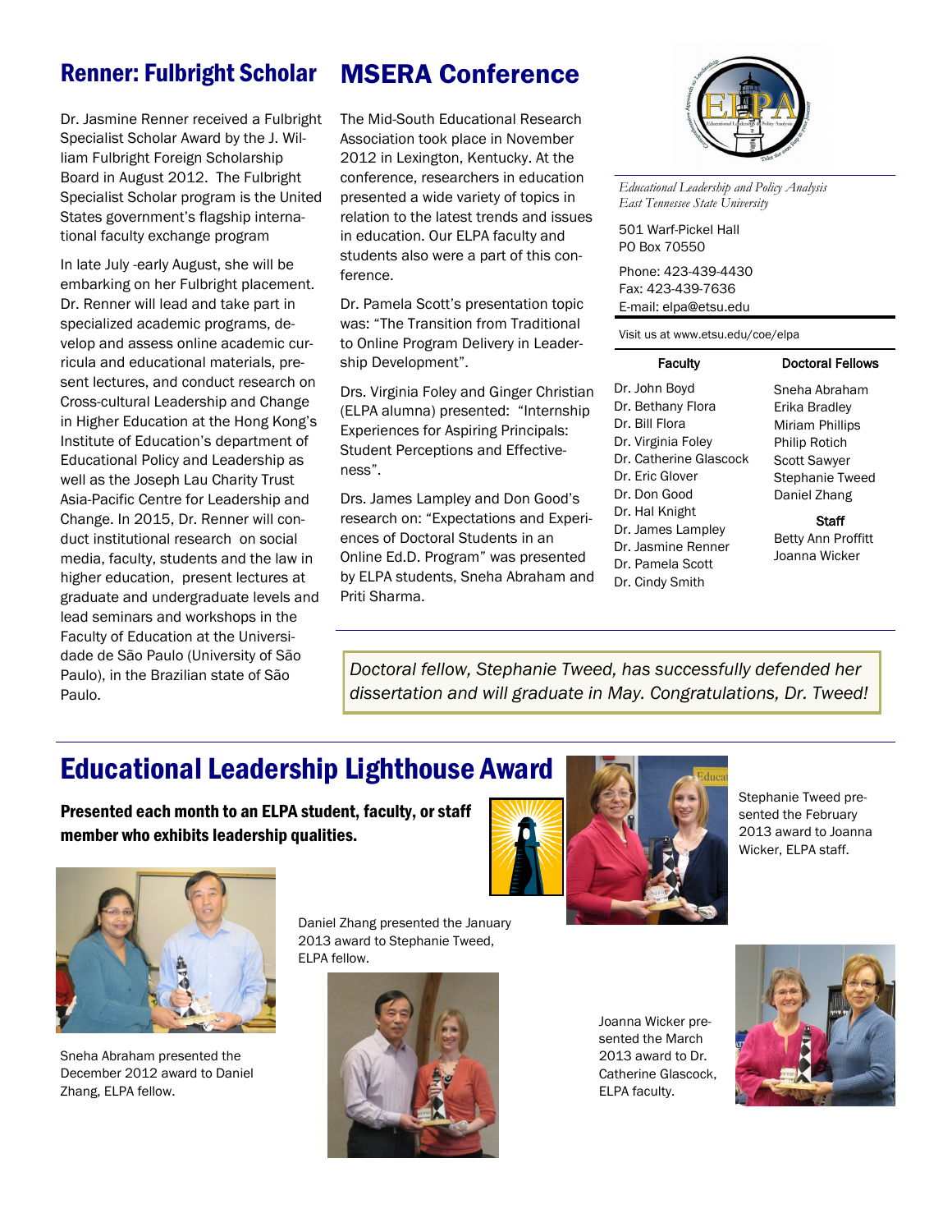## Renner: Fulbright Scholar

Dr. Jasmine Renner received a Fulbright Specialist Scholar Award by the J. William Fulbright Foreign Scholarship Board in August 2012. The Fulbright Specialist Scholar program is the United States government's flagship international faculty exchange program

In late July -early August, she will be embarking on her Fulbright placement. Dr. Renner will lead and take part in specialized academic programs, develop and assess online academic curricula and educational materials, present lectures, and conduct research on Cross-cultural Leadership and Change in Higher Education at the Hong Kong's Institute of Education's department of Educational Policy and Leadership as well as the Joseph Lau Charity Trust Asia-Pacific Centre for Leadership and Change. In 2015, Dr. Renner will conduct institutional research on social media, faculty, students and the law in higher education, present lectures at graduate and undergraduate levels and lead seminars and workshops in the Faculty of Education at the Universidade de São Paulo (University of São Paulo), in the Brazilian state of São Paulo.

## MSERA Conference

The Mid-South Educational Research Association took place in November 2012 in Lexington, Kentucky. At the conference, researchers in education presented a wide variety of topics in relation to the latest trends and issues in education. Our ELPA faculty and students also were a part of this conference.

Dr. Pamela Scott's presentation topic was: "The Transition from Traditional to Online Program Delivery in Leadership Development".

Drs. Virginia Foley and Ginger Christian (ELPA alumna) presented: "Internship Experiences for Aspiring Principals: Student Perceptions and Effectiveness".

Drs. James Lampley and Don Good's research on: "Expectations and Experiences of Doctoral Students in an Online Ed.D. Program" was presented by ELPA students, Sneha Abraham and Priti Sharma.

*Educational Leadership and Policy Analysis*
*East Tennessee State University*

501 Warf-Pickel Hall
PO Box 70550

Phone: 423-439-4430
Fax: 423-439-7636
E-mail: elpa@etsu.edu

Visit us at www.etsu.edu/coe/elpa

**Faculty**

Dr. John Boyd
Dr. Bethany Flora
Dr. Bill Flora
Dr. Virginia Foley
Dr. Catherine Glascock
Dr. Eric Glover
Dr. Don Good
Dr. Hal Knight
Dr. James Lampley
Dr. Jasmine Renner
Dr. Pamela Scott
Dr. Cindy Smith

**Doctoral Fellows**

Sneha Abraham
Erika Bradley
Miriam Phillips
Philip Rotich
Scott Sawyer
Stephanie Tweed
Daniel Zhang

**Staff**

Betty Ann Proffitt
Joanna Wicker

*Doctoral fellow, Stephanie Tweed, has successfully defended her dissertation and will graduate in May. Congratulations, Dr. Tweed!*

## Educational Leadership Lighthouse Award

**Presented each month to an ELPA student, faculty, or staff member who exhibits leadership qualities.**

Stephanie Tweed presented the February 2013 award to Joanna Wicker, ELPA staff.

Sneha Abraham presented the December 2012 award to Daniel Zhang, ELPA fellow.

Daniel Zhang presented the January 2013 award to Stephanie Tweed, ELPA fellow.

Joanna Wicker presented the March 2013 award to Dr. Catherine Glascock, ELPA faculty.